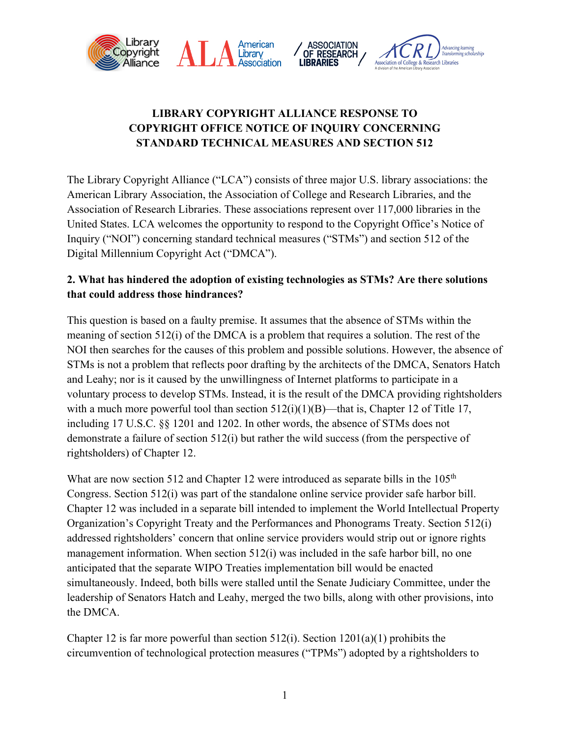# LIBRARY COPYRIGHT ALLIANCE RESPONSE TO COPYRIGHT OFFICE NOTICE OF INQUIRY CONCERNING STANDARD TECHNICAL MEASURES AND SECTION 512

The Library Copyright Alliance ("LCA") consists of three major U.S. library associations: the American Library Association, the Association of College and Research Libraries, and the Association of Research Libraries. These associations represent over 117,000 libraries in the United States. LCA welcomes the opportunity to respond to the Copyright Office's Notice of Inquiry ("NOI") concerning standard technical measures ("STMs") and section 512 of the Digital Millennium Copyright Act ("DMCA").

**2. What has hindered the adoption of existing technologies as STMs? Are there solutions that could address those hindrances?**

This question is based on a faulty premise. It assumes that the absence of STMs within the meaning of section 512(i) of the DMCA is a problem that requires a solution. The rest of the NOI then searches for the causes of this problem and possible solutions. However, the absence of STMs is not a problem that reflects poor drafting by the architects of the DMCA, Senators Hatch and Leahy; nor is it caused by the unwillingness of Internet platforms to participate in a voluntary process to develop STMs. Instead, it is the result of the DMCA providing rightsholders with a much more powerful tool than section 512(i)(1)(B)—that is, Chapter 12 of Title 17, including 17 U.S.C. §§ 1201 and 1202. In other words, the absence of STMs does not demonstrate a failure of section 512(i) but rather the wild success (from the perspective of rightsholders) of Chapter 12.

What are now section 512 and Chapter 12 were introduced as separate bills in the 105th Congress. Section 512(i) was part of the standalone online service provider safe harbor bill. Chapter 12 was included in a separate bill intended to implement the World Intellectual Property Organization's Copyright Treaty and the Performances and Phonograms Treaty. Section 512(i) addressed rightsholders' concern that online service providers would strip out or ignore rights management information. When section 512(i) was included in the safe harbor bill, no one anticipated that the separate WIPO Treaties implementation bill would be enacted simultaneously. Indeed, both bills were stalled until the Senate Judiciary Committee, under the leadership of Senators Hatch and Leahy, merged the two bills, along with other provisions, into the DMCA.

Chapter 12 is far more powerful than section 512(i). Section 1201(a)(1) prohibits the circumvention of technological protection measures ("TPMs") adopted by a rightsholders to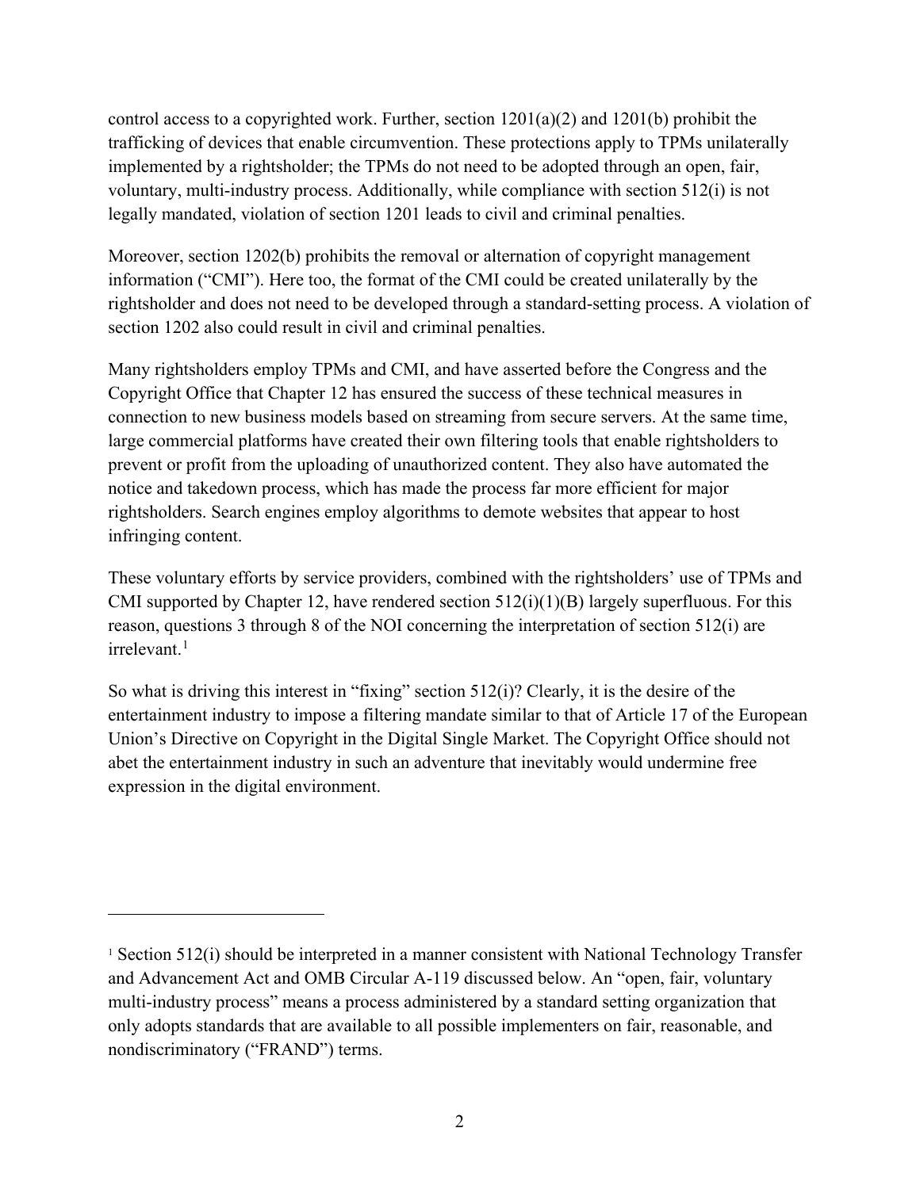control access to a copyrighted work. Further, section 1201(a)(2) and 1201(b) prohibit the trafficking of devices that enable circumvention. These protections apply to TPMs unilaterally implemented by a rightsholder; the TPMs do not need to be adopted through an open, fair, voluntary, multi-industry process. Additionally, while compliance with section 512(i) is not legally mandated, violation of section 1201 leads to civil and criminal penalties.

Moreover, section 1202(b) prohibits the removal or alternation of copyright management information ("CMI"). Here too, the format of the CMI could be created unilaterally by the rightsholder and does not need to be developed through a standard-setting process. A violation of section 1202 also could result in civil and criminal penalties.

Many rightsholders employ TPMs and CMI, and have asserted before the Congress and the Copyright Office that Chapter 12 has ensured the success of these technical measures in connection to new business models based on streaming from secure servers. At the same time, large commercial platforms have created their own filtering tools that enable rightsholders to prevent or profit from the uploading of unauthorized content. They also have automated the notice and takedown process, which has made the process far more efficient for major rightsholders. Search engines employ algorithms to demote websites that appear to host infringing content.

These voluntary efforts by service providers, combined with the rightsholders' use of TPMs and CMI supported by Chapter 12, have rendered section 512(i)(1)(B) largely superfluous. For this reason, questions 3 through 8 of the NOI concerning the interpretation of section 512(i) are irrelevant.[1]

So what is driving this interest in "fixing" section 512(i)? Clearly, it is the desire of the entertainment industry to impose a filtering mandate similar to that of Article 17 of the European Union's Directive on Copyright in the Digital Single Market. The Copyright Office should not abet the entertainment industry in such an adventure that inevitably would undermine free expression in the digital environment.

---

[1] Section 512(i) should be interpreted in a manner consistent with National Technology Transfer and Advancement Act and OMB Circular A-119 discussed below. An "open, fair, voluntary multi-industry process" means a process administered by a standard setting organization that only adopts standards that are available to all possible implementers on fair, reasonable, and nondiscriminatory ("FRAND") terms.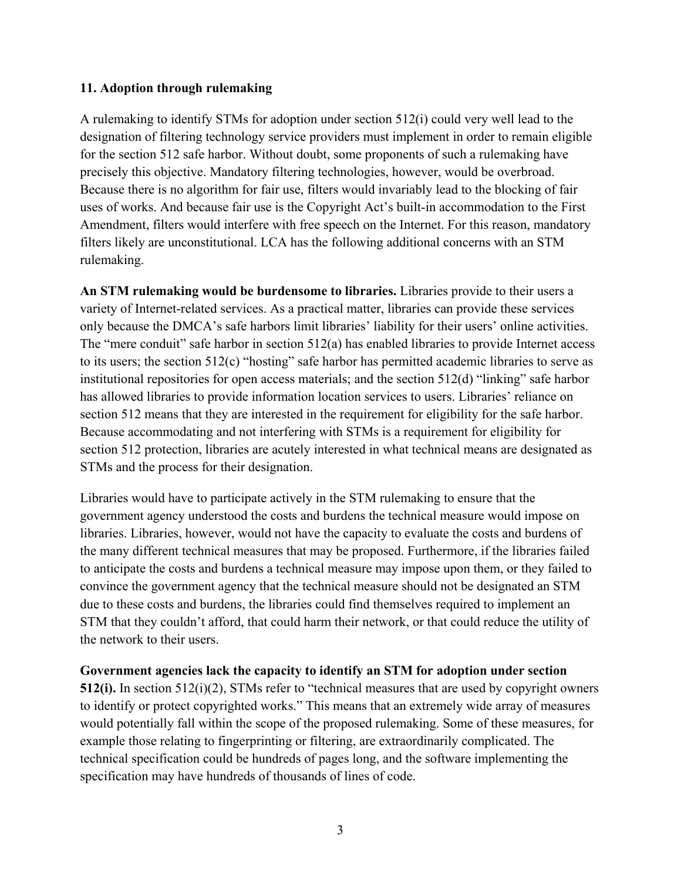**11. Adoption through rulemaking**

A rulemaking to identify STMs for adoption under section 512(i) could very well lead to the designation of filtering technology service providers must implement in order to remain eligible for the section 512 safe harbor. Without doubt, some proponents of such a rulemaking have precisely this objective. Mandatory filtering technologies, however, would be overbroad. Because there is no algorithm for fair use, filters would invariably lead to the blocking of fair uses of works. And because fair use is the Copyright Act's built-in accommodation to the First Amendment, filters would interfere with free speech on the Internet. For this reason, mandatory filters likely are unconstitutional. LCA has the following additional concerns with an STM rulemaking.

**An STM rulemaking would be burdensome to libraries.** Libraries provide to their users a variety of Internet-related services. As a practical matter, libraries can provide these services only because the DMCA's safe harbors limit libraries' liability for their users' online activities. The "mere conduit" safe harbor in section 512(a) has enabled libraries to provide Internet access to its users; the section 512(c) "hosting" safe harbor has permitted academic libraries to serve as institutional repositories for open access materials; and the section 512(d) "linking" safe harbor has allowed libraries to provide information location services to users. Libraries' reliance on section 512 means that they are interested in the requirement for eligibility for the safe harbor. Because accommodating and not interfering with STMs is a requirement for eligibility for section 512 protection, libraries are acutely interested in what technical means are designated as STMs and the process for their designation.

Libraries would have to participate actively in the STM rulemaking to ensure that the government agency understood the costs and burdens the technical measure would impose on libraries. Libraries, however, would not have the capacity to evaluate the costs and burdens of the many different technical measures that may be proposed. Furthermore, if the libraries failed to anticipate the costs and burdens a technical measure may impose upon them, or they failed to convince the government agency that the technical measure should not be designated an STM due to these costs and burdens, the libraries could find themselves required to implement an STM that they couldn't afford, that could harm their network, or that could reduce the utility of the network to their users.

**Government agencies lack the capacity to identify an STM for adoption under section 512(i).** In section 512(i)(2), STMs refer to "technical measures that are used by copyright owners to identify or protect copyrighted works." This means that an extremely wide array of measures would potentially fall within the scope of the proposed rulemaking. Some of these measures, for example those relating to fingerprinting or filtering, are extraordinarily complicated. The technical specification could be hundreds of pages long, and the software implementing the specification may have hundreds of thousands of lines of code.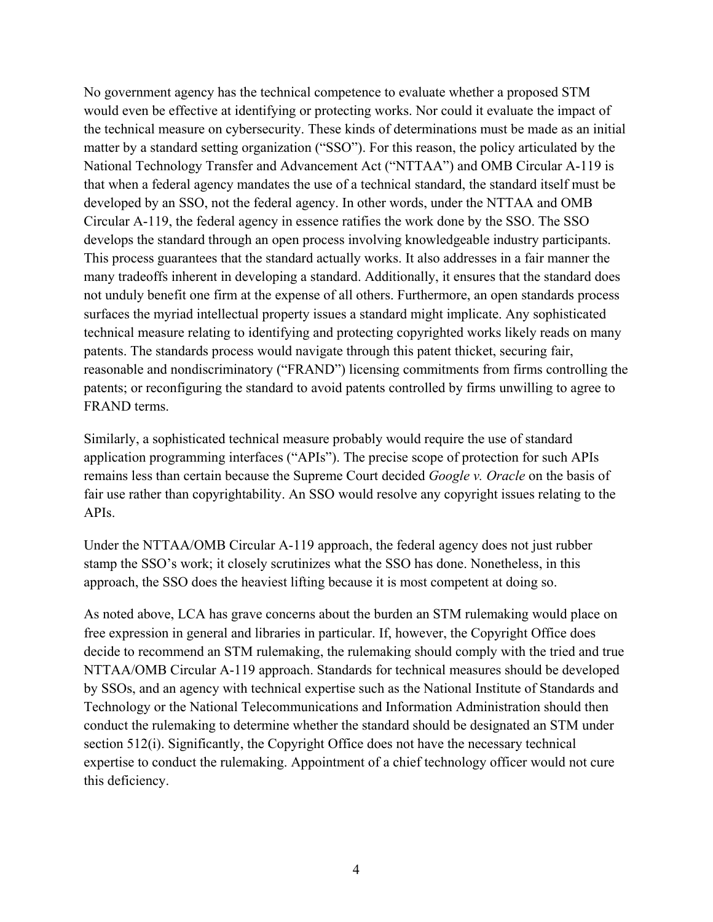No government agency has the technical competence to evaluate whether a proposed STM would even be effective at identifying or protecting works. Nor could it evaluate the impact of the technical measure on cybersecurity. These kinds of determinations must be made as an initial matter by a standard setting organization ("SSO"). For this reason, the policy articulated by the National Technology Transfer and Advancement Act ("NTTAA") and OMB Circular A-119 is that when a federal agency mandates the use of a technical standard, the standard itself must be developed by an SSO, not the federal agency. In other words, under the NTTAA and OMB Circular A-119, the federal agency in essence ratifies the work done by the SSO. The SSO develops the standard through an open process involving knowledgeable industry participants. This process guarantees that the standard actually works. It also addresses in a fair manner the many tradeoffs inherent in developing a standard. Additionally, it ensures that the standard does not unduly benefit one firm at the expense of all others. Furthermore, an open standards process surfaces the myriad intellectual property issues a standard might implicate. Any sophisticated technical measure relating to identifying and protecting copyrighted works likely reads on many patents. The standards process would navigate through this patent thicket, securing fair, reasonable and nondiscriminatory ("FRAND") licensing commitments from firms controlling the patents; or reconfiguring the standard to avoid patents controlled by firms unwilling to agree to FRAND terms.

Similarly, a sophisticated technical measure probably would require the use of standard application programming interfaces ("APIs"). The precise scope of protection for such APIs remains less than certain because the Supreme Court decided *Google v. Oracle* on the basis of fair use rather than copyrightability. An SSO would resolve any copyright issues relating to the APIs.

Under the NTTAA/OMB Circular A-119 approach, the federal agency does not just rubber stamp the SSO's work; it closely scrutinizes what the SSO has done. Nonetheless, in this approach, the SSO does the heaviest lifting because it is most competent at doing so.

As noted above, LCA has grave concerns about the burden an STM rulemaking would place on free expression in general and libraries in particular. If, however, the Copyright Office does decide to recommend an STM rulemaking, the rulemaking should comply with the tried and true NTTAA/OMB Circular A-119 approach. Standards for technical measures should be developed by SSOs, and an agency with technical expertise such as the National Institute of Standards and Technology or the National Telecommunications and Information Administration should then conduct the rulemaking to determine whether the standard should be designated an STM under section 512(i). Significantly, the Copyright Office does not have the necessary technical expertise to conduct the rulemaking. Appointment of a chief technology officer would not cure this deficiency.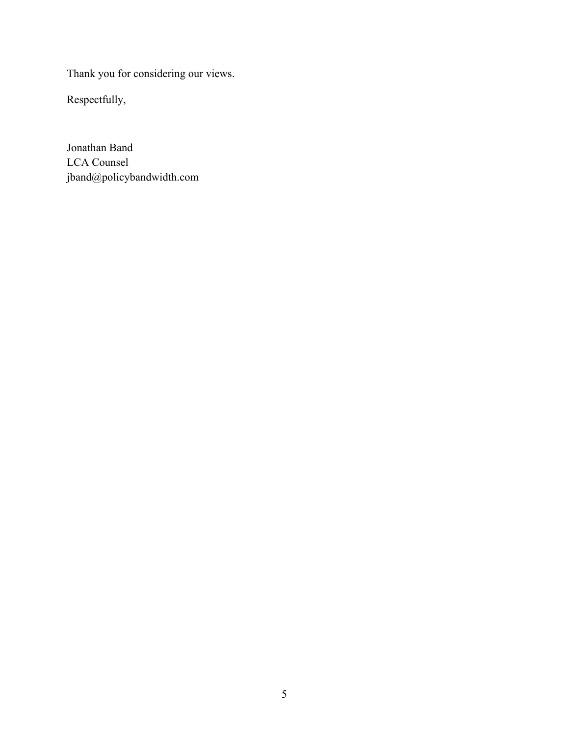Thank you for considering our views.

Respectfully,

Jonathan Band  
LCA Counsel  
jband@policybandwidth.com